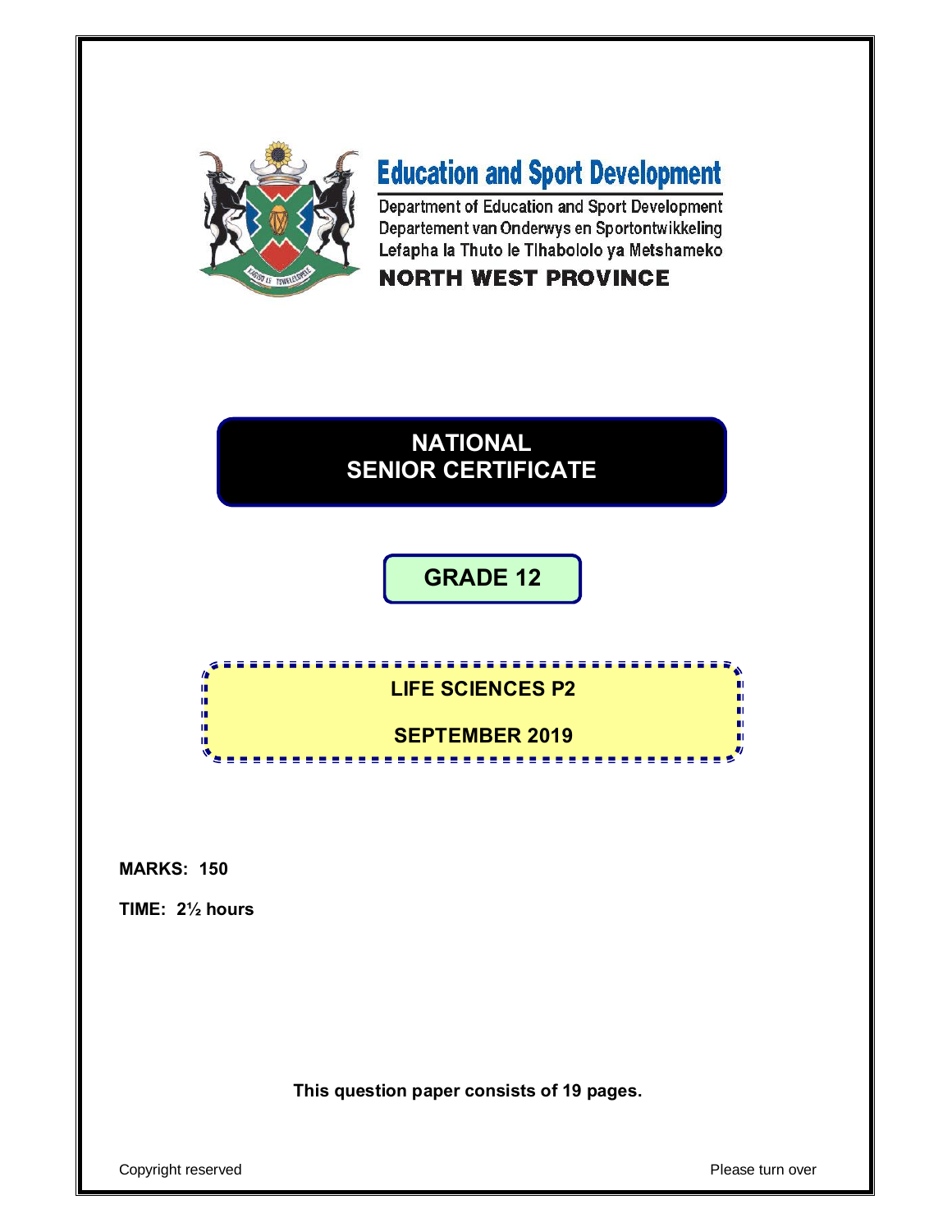# Education and Sport Development

Department of Education and Sport Development
Departement van Onderwys en Sportontwikkeling
Lefapha la Thuto le Tlhabololo ya Metshameko

**NORTH WEST PROVINCE**

# NATIONAL SENIOR CERTIFICATE

## GRADE 12

## LIFE SCIENCES P2

## SEPTEMBER 2019

**MARKS: 150**

**TIME: 2½ hours**

**This question paper consists of 19 pages.**

Copyright reserved

Please turn over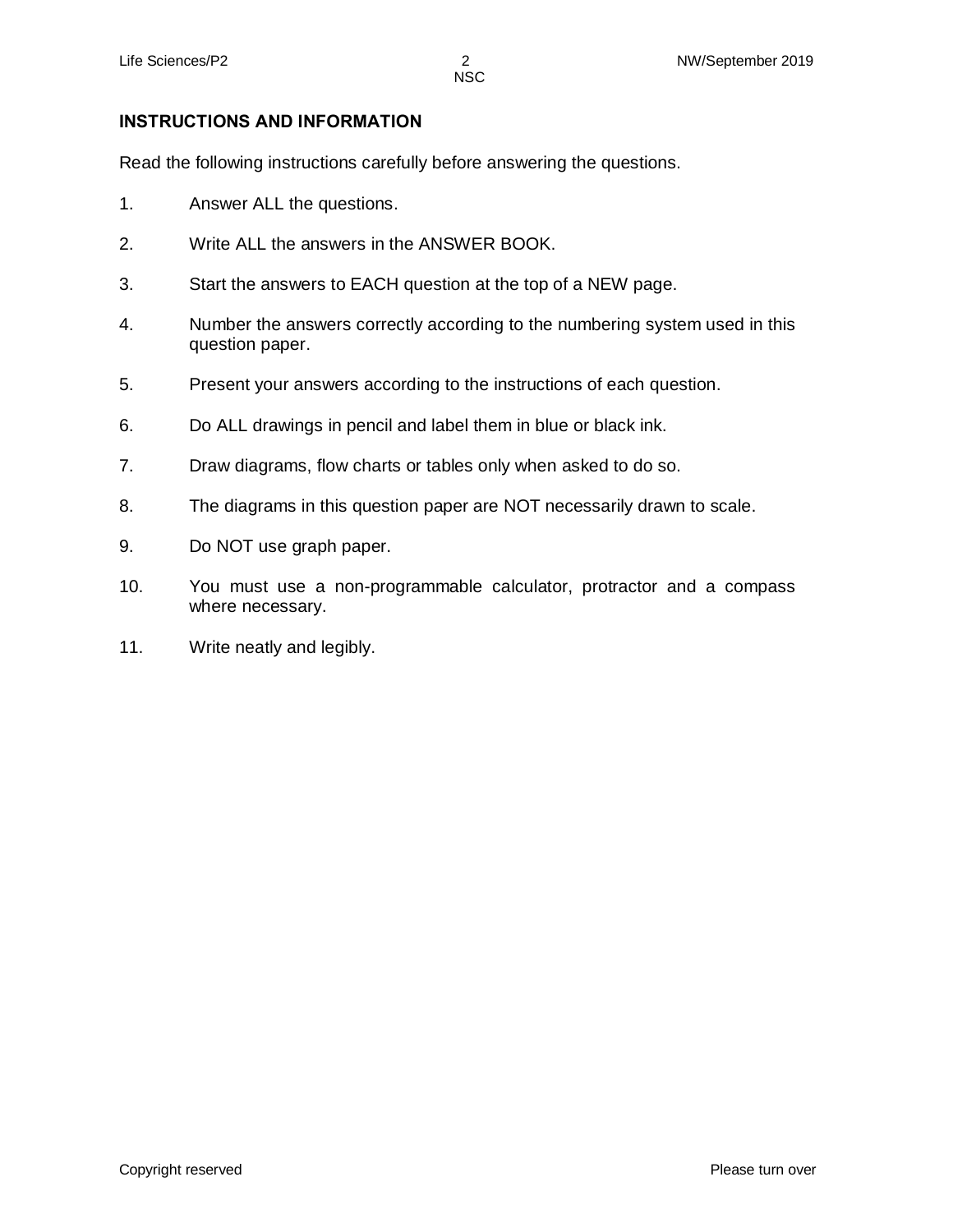## INSTRUCTIONS AND INFORMATION

Read the following instructions carefully before answering the questions.

1. Answer ALL the questions.
2. Write ALL the answers in the ANSWER BOOK.
3. Start the answers to EACH question at the top of a NEW page.
4. Number the answers correctly according to the numbering system used in this question paper.
5. Present your answers according to the instructions of each question.
6. Do ALL drawings in pencil and label them in blue or black ink.
7. Draw diagrams, flow charts or tables only when asked to do so.
8. The diagrams in this question paper are NOT necessarily drawn to scale.
9. Do NOT use graph paper.
10. You must use a non-programmable calculator, protractor and a compass where necessary.
11. Write neatly and legibly.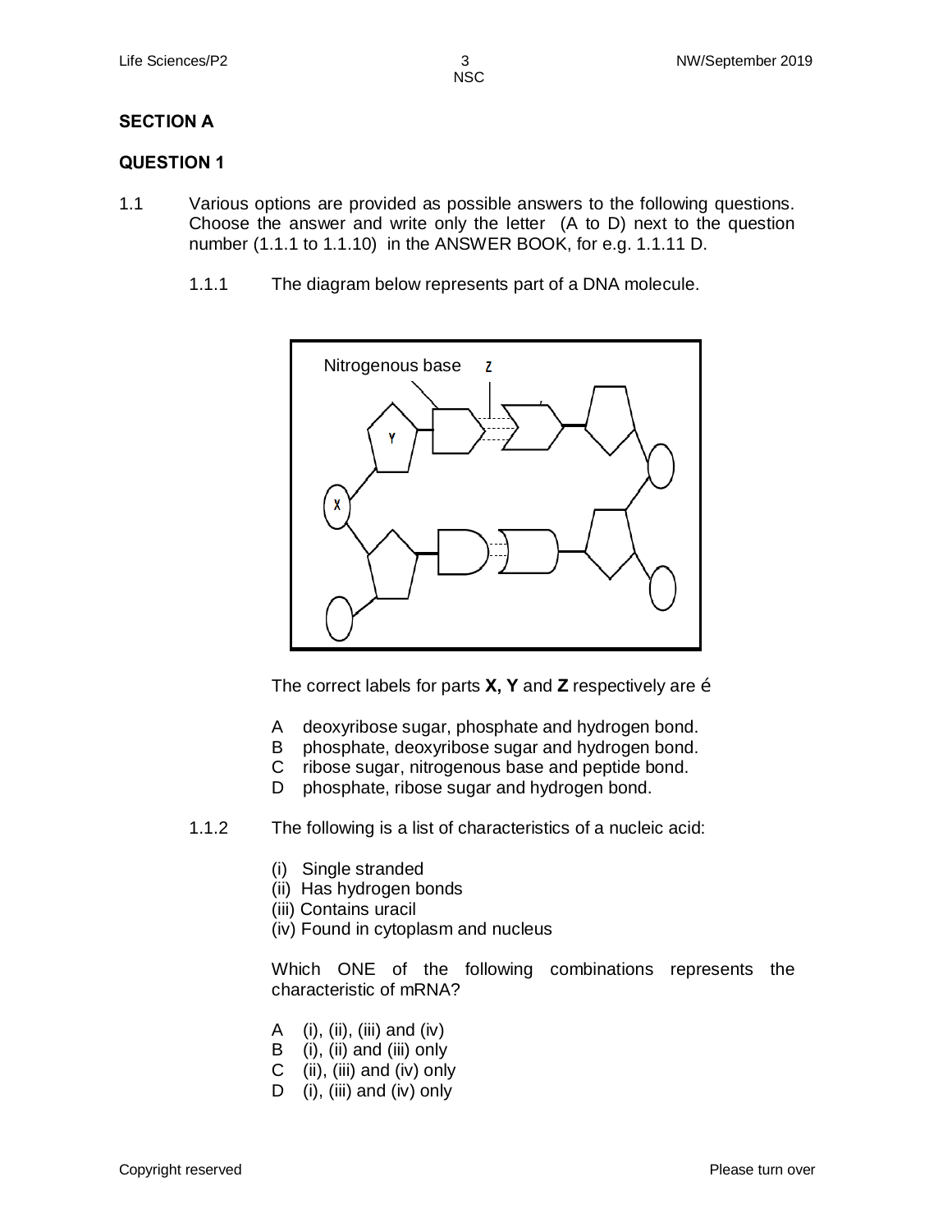## SECTION A

## QUESTION 1

1.1 Various options are provided as possible answers to the following questions. Choose the answer and write only the letter (A to D) next to the question number (1.1.1 to 1.1.10) in the ANSWER BOOK, for e.g. 1.1.11 D.

1.1.1 The diagram below represents part of a DNA molecule.

The correct labels for parts **X, Y** and **Z** respectively are …

- A deoxyribose sugar, phosphate and hydrogen bond.
- B phosphate, deoxyribose sugar and hydrogen bond.
- C ribose sugar, nitrogenous base and peptide bond.
- D phosphate, ribose sugar and hydrogen bond.

1.1.2 The following is a list of characteristics of a nucleic acid:

(i) Single stranded
(ii) Has hydrogen bonds
(iii) Contains uracil
(iv) Found in cytoplasm and nucleus

Which ONE of the following combinations represents the characteristic of mRNA?

- A (i), (ii), (iii) and (iv)
- B (i), (ii) and (iii) only
- C (ii), (iii) and (iv) only
- D (i), (iii) and (iv) only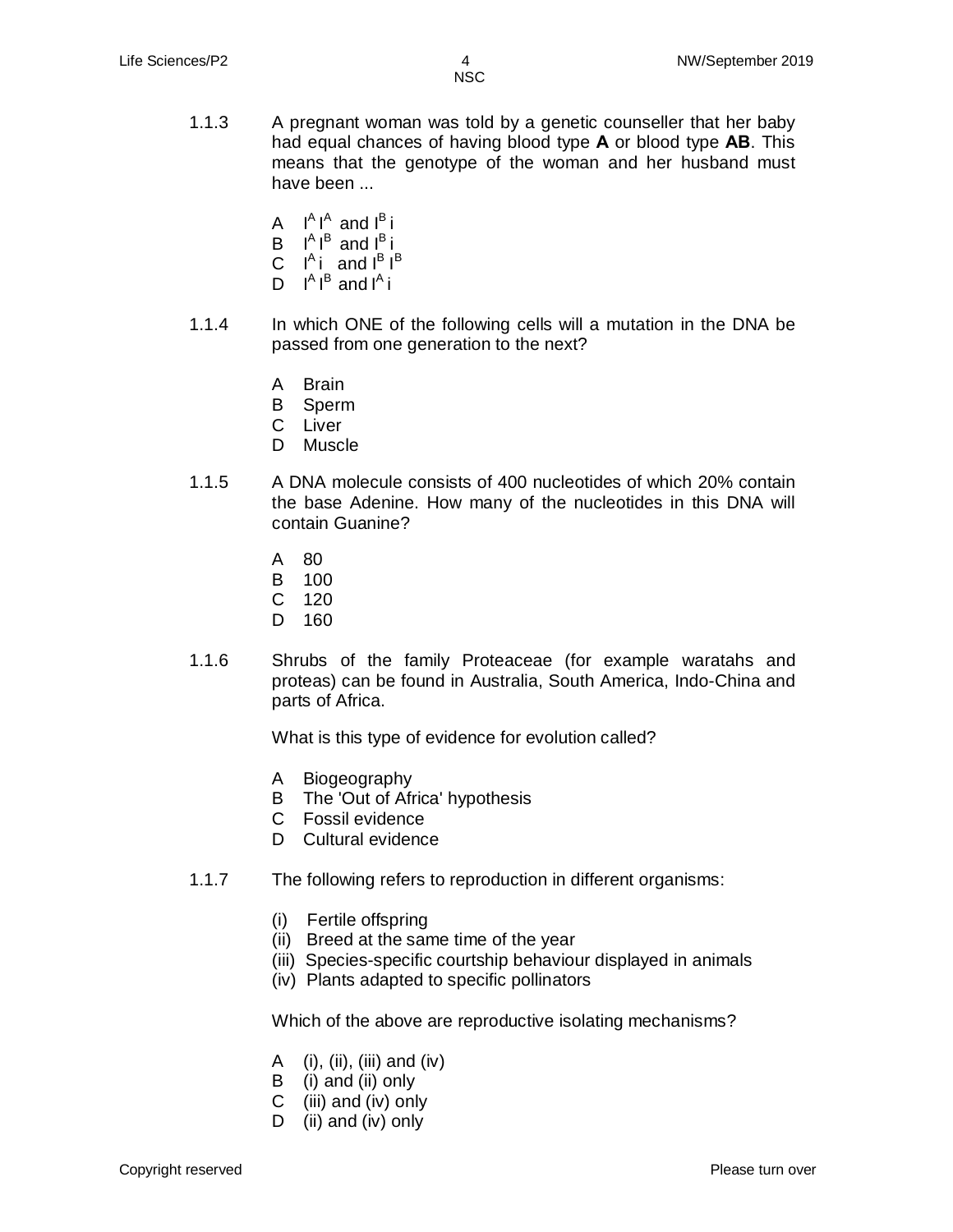1.1.3 A pregnant woman was told by a genetic counseller that her baby had equal chances of having blood type **A** or blood type **AB**. This means that the genotype of the woman and her husband must have been ...

A $I^A I^A$ and $I^B i$
B $I^A I^B$ and $I^B i$
C $I^A i$ and $I^B I^B$
D $I^A I^B$ and $I^A i$

1.1.4 In which ONE of the following cells will a mutation in the DNA be passed from one generation to the next?

A Brain
B Sperm
C Liver
D Muscle

1.1.5 A DNA molecule consists of 400 nucleotides of which 20% contain the base Adenine. How many of the nucleotides in this DNA will contain Guanine?

A 80
B 100
C 120
D 160

1.1.6 Shrubs of the family Proteaceae (for example waratahs and proteas) can be found in Australia, South America, Indo-China and parts of Africa.

What is this type of evidence for evolution called?

A Biogeography
B The 'Out of Africa' hypothesis
C Fossil evidence
D Cultural evidence

1.1.7 The following refers to reproduction in different organisms:

(i) Fertile offspring
(ii) Breed at the same time of the year
(iii) Species-specific courtship behaviour displayed in animals
(iv) Plants adapted to specific pollinators

Which of the above are reproductive isolating mechanisms?

A (i), (ii), (iii) and (iv)
B (i) and (ii) only
C (iii) and (iv) only
D (ii) and (iv) only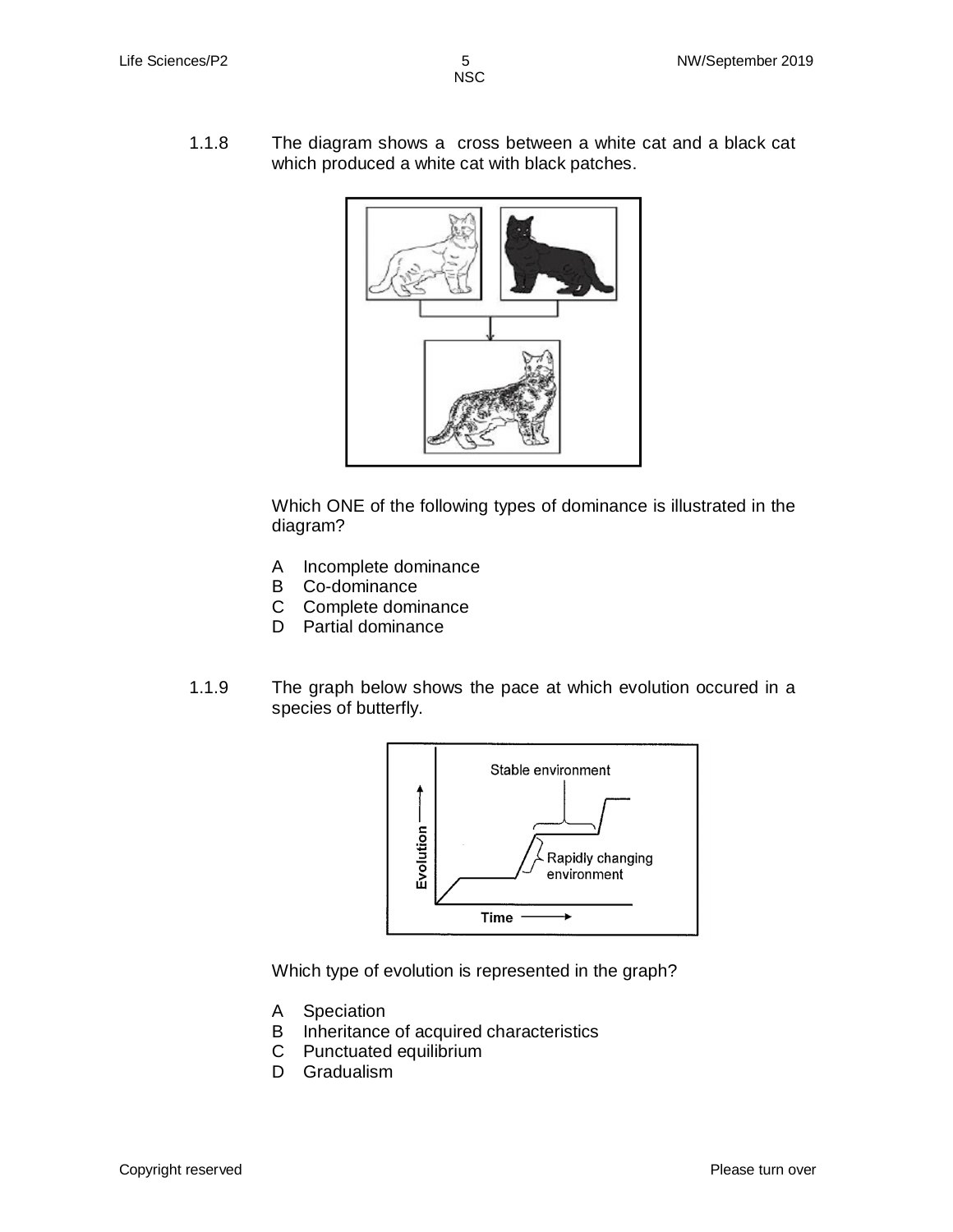1.1.8 The diagram shows a cross between a white cat and a black cat which produced a white cat with black patches.

Which ONE of the following types of dominance is illustrated in the diagram?

A Incomplete dominance
B Co-dominance
C Complete dominance
D Partial dominance

1.1.9 The graph below shows the pace at which evolution occured in a species of butterfly.

Which type of evolution is represented in the graph?

A Speciation
B Inheritance of acquired characteristics
C Punctuated equilibrium
D Gradualism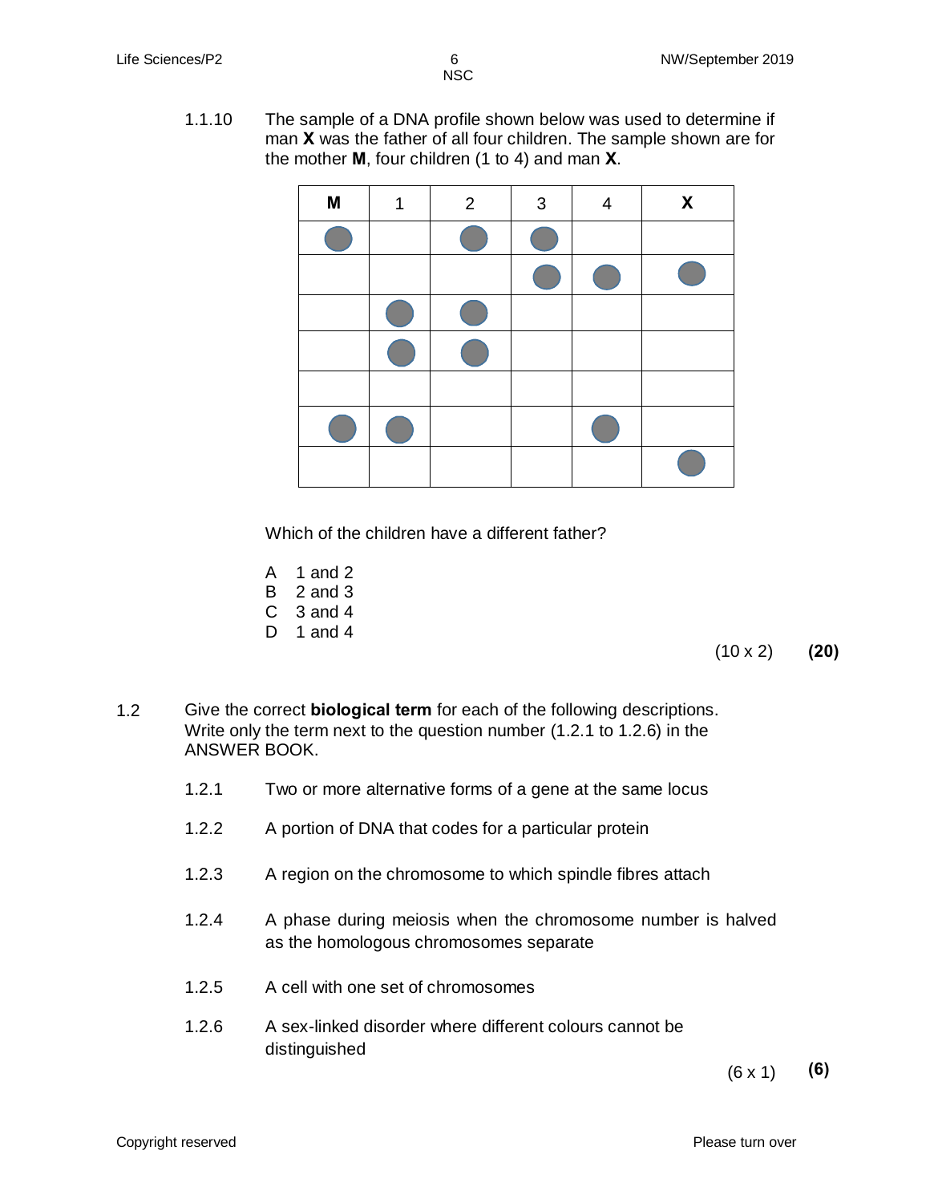1.1.10 The sample of a DNA profile shown below was used to determine if man **X** was the father of all four children. The sample shown are for the mother **M**, four children (1 to 4) and man **X**.

| **M** | 1 | 2 | 3 | 4 | **X** |
|---|---|---|---|---|---|
| ● | | ● | ● | | |
| | | | ● | ● | ● |
| | ● | ● | | | |
| | ● | ● | | | |
| | | | | | |
| ● | ● | | | ● | |
| | | | | | ● |

Which of the children have a different father?

A 1 and 2
B 2 and 3
C 3 and 4
D 1 and 4

(10 x 2) **(20)**

1.2 Give the correct **biological term** for each of the following descriptions. Write only the term next to the question number (1.2.1 to 1.2.6) in the ANSWER BOOK.

1.2.1 Two or more alternative forms of a gene at the same locus

1.2.2 A portion of DNA that codes for a particular protein

1.2.3 A region on the chromosome to which spindle fibres attach

1.2.4 A phase during meiosis when the chromosome number is halved as the homologous chromosomes separate

1.2.5 A cell with one set of chromosomes

1.2.6 A sex-linked disorder where different colours cannot be distinguished

(6 x 1) **(6)**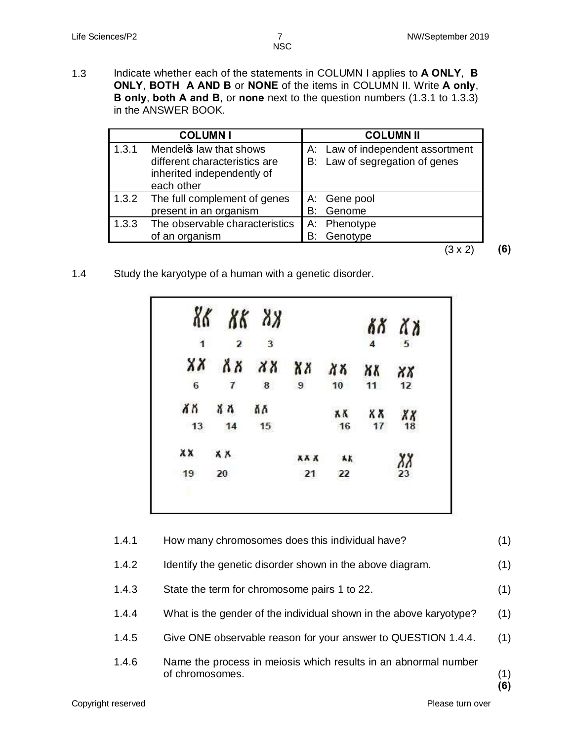1.3 Indicate whether each of the statements in COLUMN I applies to **A ONLY**, **B ONLY**, **BOTH A AND B** or **NONE** of the items in COLUMN II. Write **A only**, **B only**, **both A and B**, or **none** next to the question numbers (1.3.1 to 1.3.3) in the ANSWER BOOK.

| COLUMN I | | COLUMN II |
|---|---|---|
| 1.3.1 | Mendel's law that shows different characteristics are inherited independently of each other | A: Law of independent assortment<br>B: Law of segregation of genes |
| 1.3.2 | The full complement of genes present in an organism | A: Gene pool<br>B: Genome |
| 1.3.3 | The observable characteristics of an organism | A: Phenotype<br>B: Genotype |

(3 x 2) **(6)**

1.4 Study the karyotype of a human with a genetic disorder.

1.4.1 How many chromosomes does this individual have? (1)

1.4.2 Identify the genetic disorder shown in the above diagram. (1)

1.4.3 State the term for chromosome pairs 1 to 22. (1)

1.4.4 What is the gender of the individual shown in the above karyotype? (1)

1.4.5 Give ONE observable reason for your answer to QUESTION 1.4.4. (1)

1.4.6 Name the process in meiosis which results in an abnormal number of chromosomes. (1)

**(6)**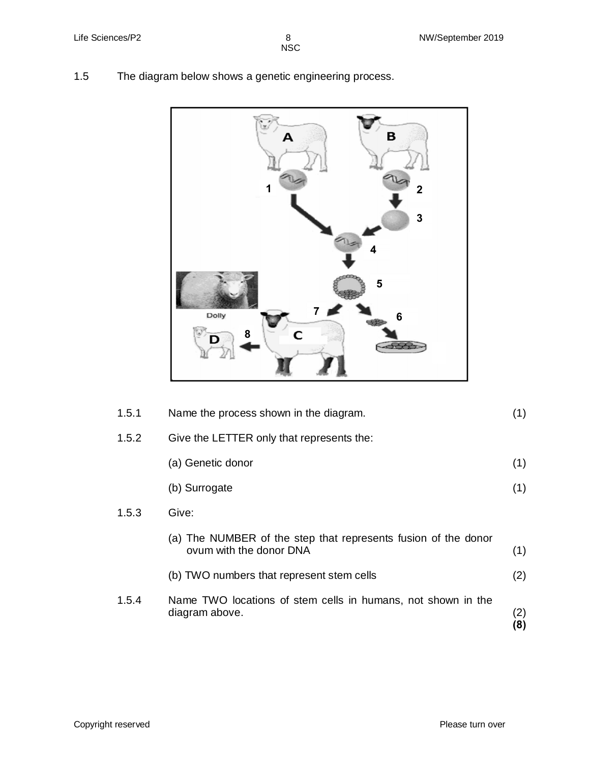1.5 The diagram below shows a genetic engineering process.

1.5.1 Name the process shown in the diagram. (1)

1.5.2 Give the LETTER only that represents the:

(a) Genetic donor (1)

(b) Surrogate (1)

1.5.3 Give:

(a) The NUMBER of the step that represents fusion of the donor ovum with the donor DNA (1)

(b) TWO numbers that represent stem cells (2)

1.5.4 Name TWO locations of stem cells in humans, not shown in the diagram above. (2)

**(8)**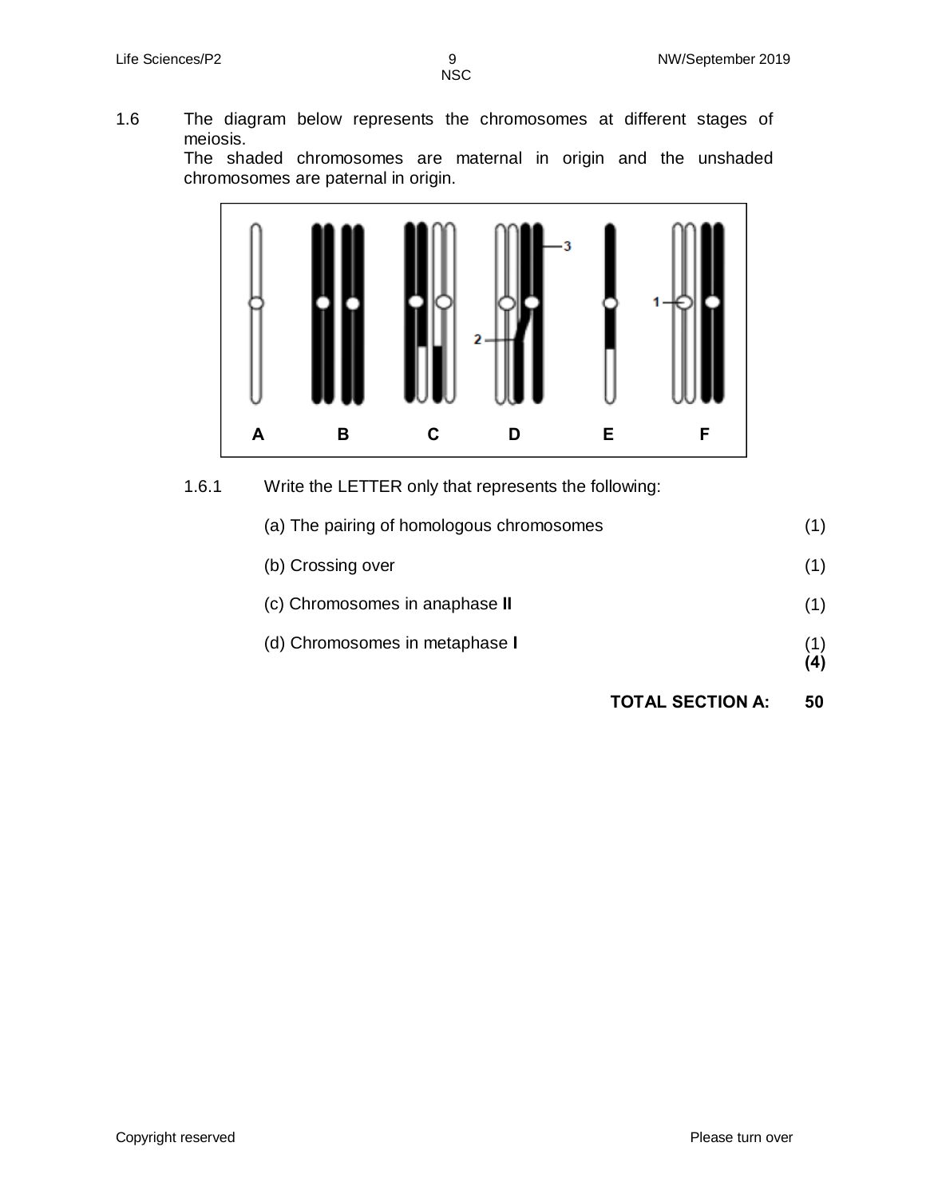1.6 The diagram below represents the chromosomes at different stages of meiosis.
The shaded chromosomes are maternal in origin and the unshaded chromosomes are paternal in origin.

1.6.1 Write the LETTER only that represents the following:

(a) The pairing of homologous chromosomes (1)

(b) Crossing over (1)

(c) Chromosomes in anaphase **II** (1)

(d) Chromosomes in metaphase **I** (1)
**(4)**

**TOTAL SECTION A: 50**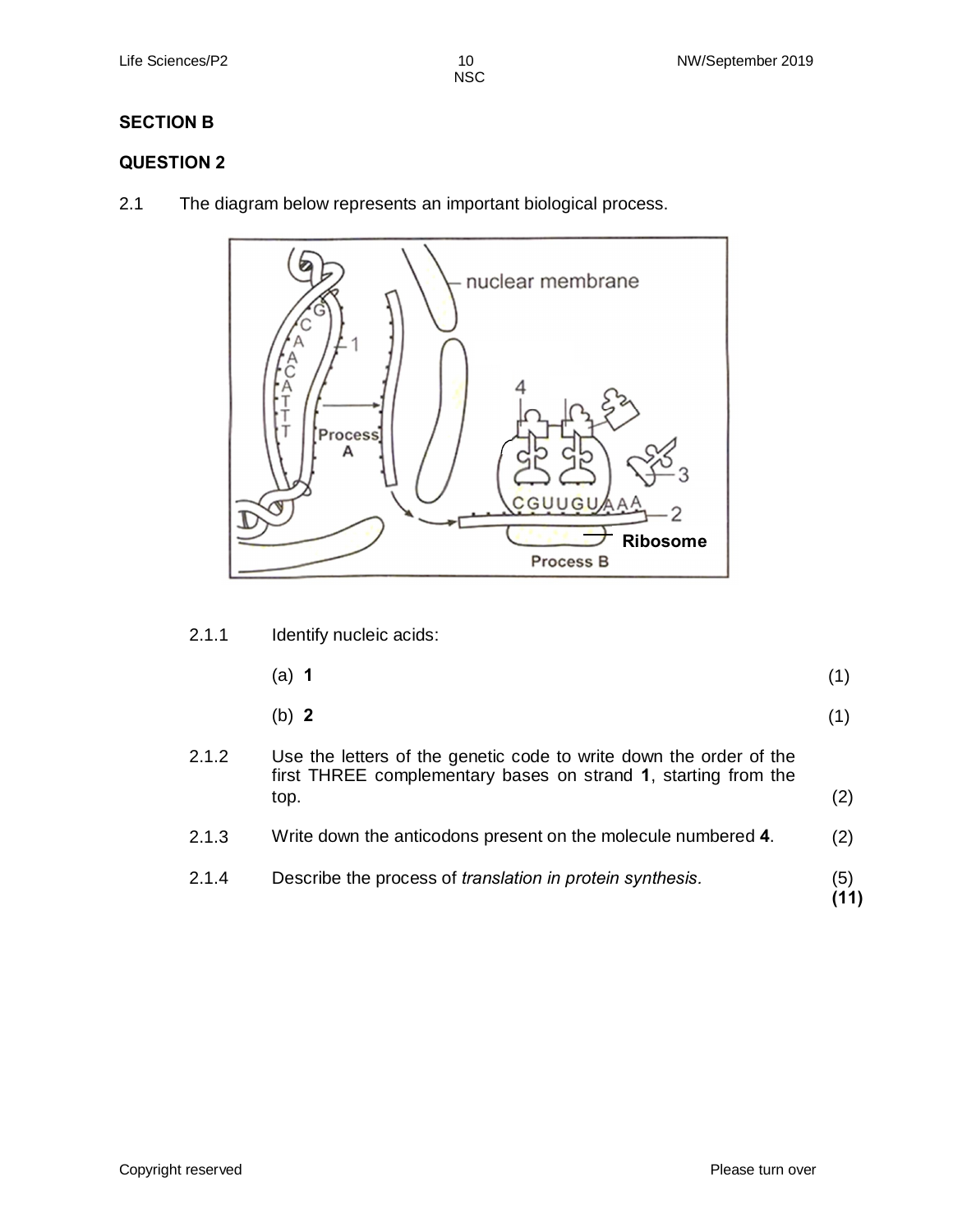## SECTION B

## QUESTION 2

2.1 The diagram below represents an important biological process.

2.1.1 Identify nucleic acids:

(a) **1** (1)

(b) **2** (1)

2.1.2 Use the letters of the genetic code to write down the order of the first THREE complementary bases on strand **1**, starting from the top. (2)

2.1.3 Write down the anticodons present on the molecule numbered **4**. (2)

2.1.4 Describe the process of *translation in protein synthesis.* (5)

**(11)**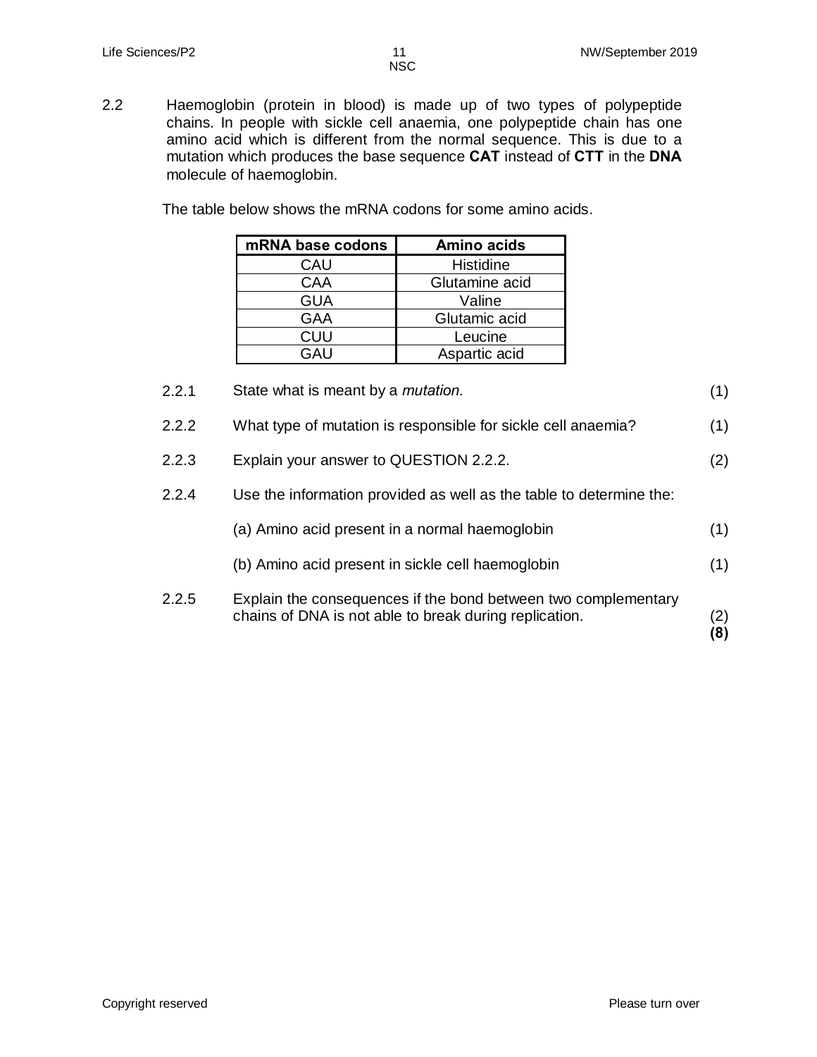2.2 Haemoglobin (protein in blood) is made up of two types of polypeptide chains. In people with sickle cell anaemia, one polypeptide chain has one amino acid which is different from the normal sequence. This is due to a mutation which produces the base sequence **CAT** instead of **CTT** in the **DNA** molecule of haemoglobin.

The table below shows the mRNA codons for some amino acids.

| mRNA base codons | Amino acids |
|---|---|
| CAU | Histidine |
| CAA | Glutamine acid |
| GUA | Valine |
| GAA | Glutamic acid |
| CUU | Leucine |
| GAU | Aspartic acid |

2.2.1 State what is meant by a *mutation*. (1)

2.2.2 What type of mutation is responsible for sickle cell anaemia? (1)

2.2.3 Explain your answer to QUESTION 2.2.2. (2)

2.2.4 Use the information provided as well as the table to determine the:

(a) Amino acid present in a normal haemoglobin (1)

(b) Amino acid present in sickle cell haemoglobin (1)

2.2.5 Explain the consequences if the bond between two complementary chains of DNA is not able to break during replication. (2)

**(8)**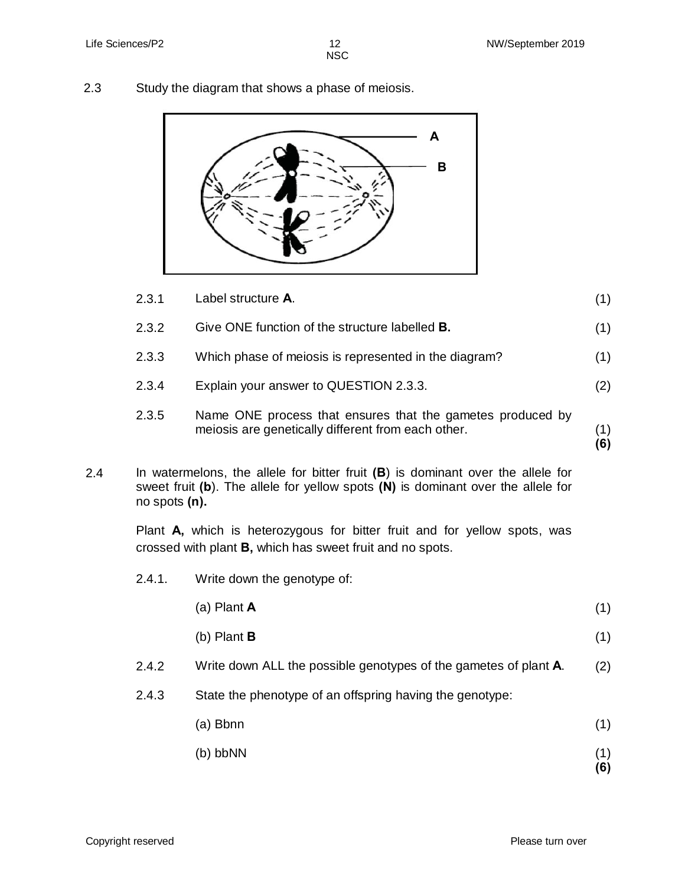2.3 Study the diagram that shows a phase of meiosis.

| | | |
|---|---|---|
| 2.3.1 | Label structure **A**. | (1) |
| 2.3.2 | Give ONE function of the structure labelled **B.** | (1) |
| 2.3.3 | Which phase of meiosis is represented in the diagram? | (1) |
| 2.3.4 | Explain your answer to QUESTION 2.3.3. | (2) |
| 2.3.5 | Name ONE process that ensures that the gametes produced by meiosis are genetically different from each other. | (1) **(6)** |

2.4 In watermelons, the allele for bitter fruit **(B**) is dominant over the allele for sweet fruit **(b**). The allele for yellow spots **(N)** is dominant over the allele for no spots **(n).**

Plant **A,** which is heterozygous for bitter fruit and for yellow spots, was crossed with plant **B,** which has sweet fruit and no spots.

2.4.1. Write down the genotype of:

| | | |
|---|---|---|
| | (a) Plant **A** | (1) |
| | (b) Plant **B** | (1) |
| 2.4.2 | Write down ALL the possible genotypes of the gametes of plant **A**. | (2) |

2.4.3 State the phenotype of an offspring having the genotype:

| | | |
|---|---|---|
| | (a) Bbnn | (1) |
| | (b) bbNN | (1) **(6)** |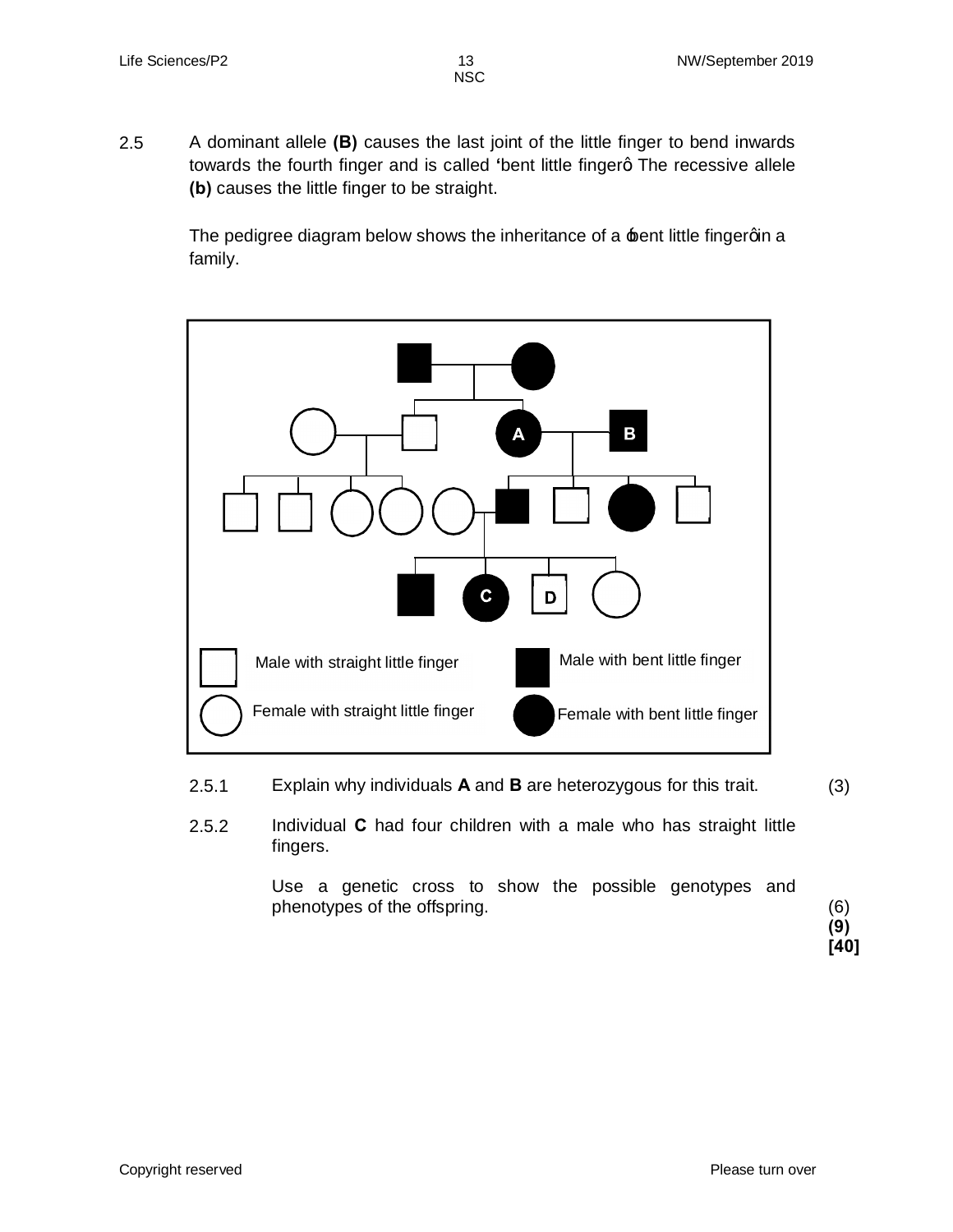2.5 A dominant allele **(B)** causes the last joint of the little finger to bend inwards towards the fourth finger and is called 'bent little finger'. The recessive allele **(b)** causes the little finger to be straight.

The pedigree diagram below shows the inheritance of a 'bent little finger' in a family.

Male with straight little finger

Male with bent little finger

Female with straight little finger

Female with bent little finger

2.5.1 Explain why individuals **A** and **B** are heterozygous for this trait. (3)

2.5.2 Individual **C** had four children with a male who has straight little fingers.

Use a genetic cross to show the possible genotypes and phenotypes of the offspring. (6)

**(9)**

**[40]**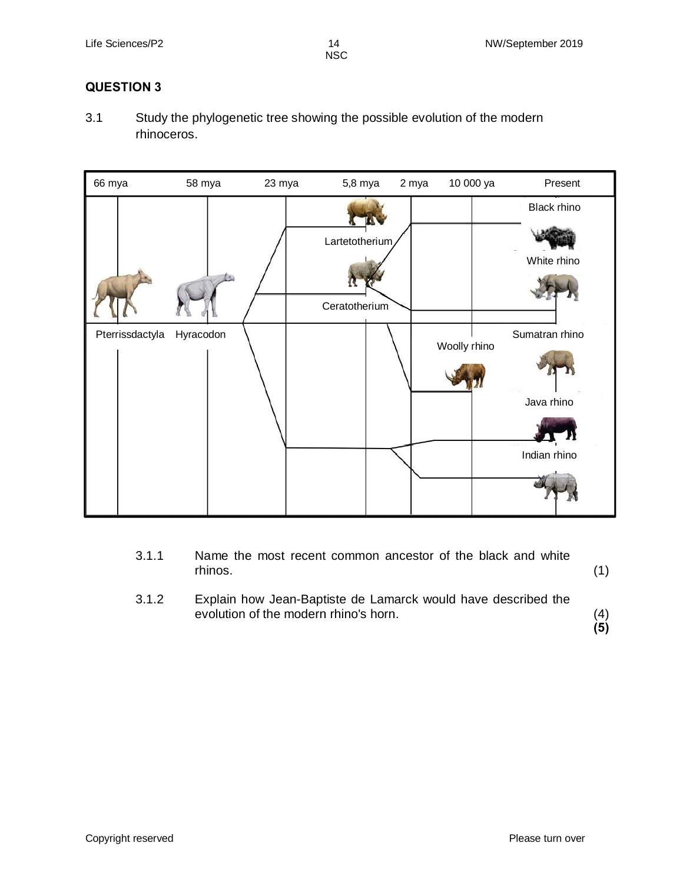## QUESTION 3

3.1 Study the phylogenetic tree showing the possible evolution of the modern rhinoceros.

| 66 mya | 58 mya | 23 mya | 5,8 mya | 2 mya | 10 000 ya | Present |
|---|---|---|---|---|---|---|

Pterrissdactyla, Hyracodon, Lartetotherium, Ceratotherium, Woolly rhino, Black rhino, White rhino, Sumatran rhino, Java rhino, Indian rhino

3.1.1 Name the most recent common ancestor of the black and white rhinos. (1)

3.1.2 Explain how Jean-Baptiste de Lamarck would have described the evolution of the modern rhino's horn. (4)

**(5)**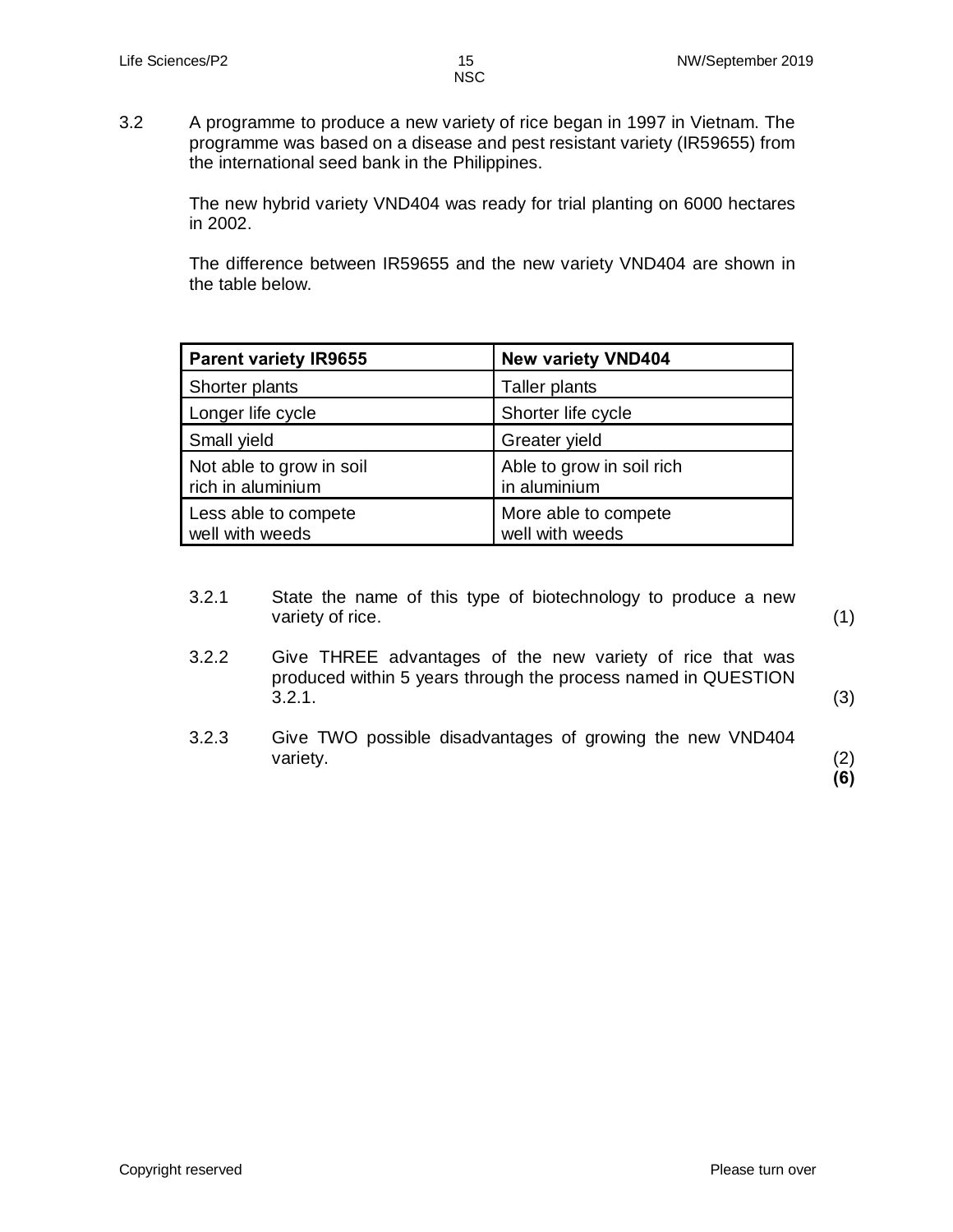3.2 A programme to produce a new variety of rice began in 1997 in Vietnam. The programme was based on a disease and pest resistant variety (IR59655) from the international seed bank in the Philippines.

The new hybrid variety VND404 was ready for trial planting on 6000 hectares in 2002.

The difference between IR59655 and the new variety VND404 are shown in the table below.

| **Parent variety IR9655** | **New variety VND404** |
|---|---|
| Shorter plants | Taller plants |
| Longer life cycle | Shorter life cycle |
| Small yield | Greater yield |
| Not able to grow in soil rich in aluminium | Able to grow in soil rich in aluminium |
| Less able to compete well with weeds | More able to compete well with weeds |

3.2.1 State the name of this type of biotechnology to produce a new variety of rice. (1)

3.2.2 Give THREE advantages of the new variety of rice that was produced within 5 years through the process named in QUESTION 3.2.1. (3)

3.2.3 Give TWO possible disadvantages of growing the new VND404 variety. (2)
**(6)**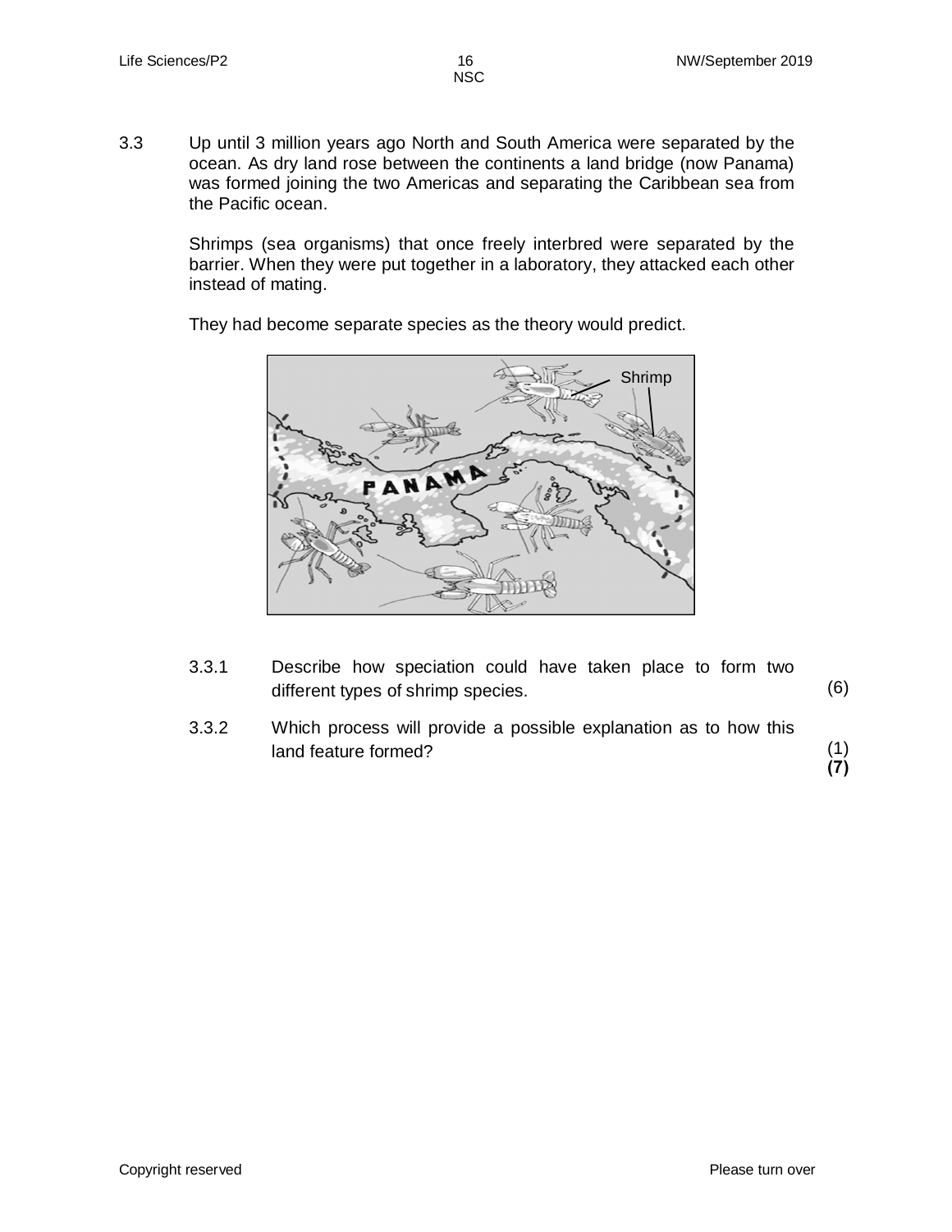3.3 Up until 3 million years ago North and South America were separated by the ocean. As dry land rose between the continents a land bridge (now Panama) was formed joining the two Americas and separating the Caribbean sea from the Pacific ocean.

Shrimps (sea organisms) that once freely interbred were separated by the barrier. When they were put together in a laboratory, they attacked each other instead of mating.

They had become separate species as the theory would predict.

3.3.1 Describe how speciation could have taken place to form two different types of shrimp species. (6)

3.3.2 Which process will provide a possible explanation as to how this land feature formed? (1)

**(7)**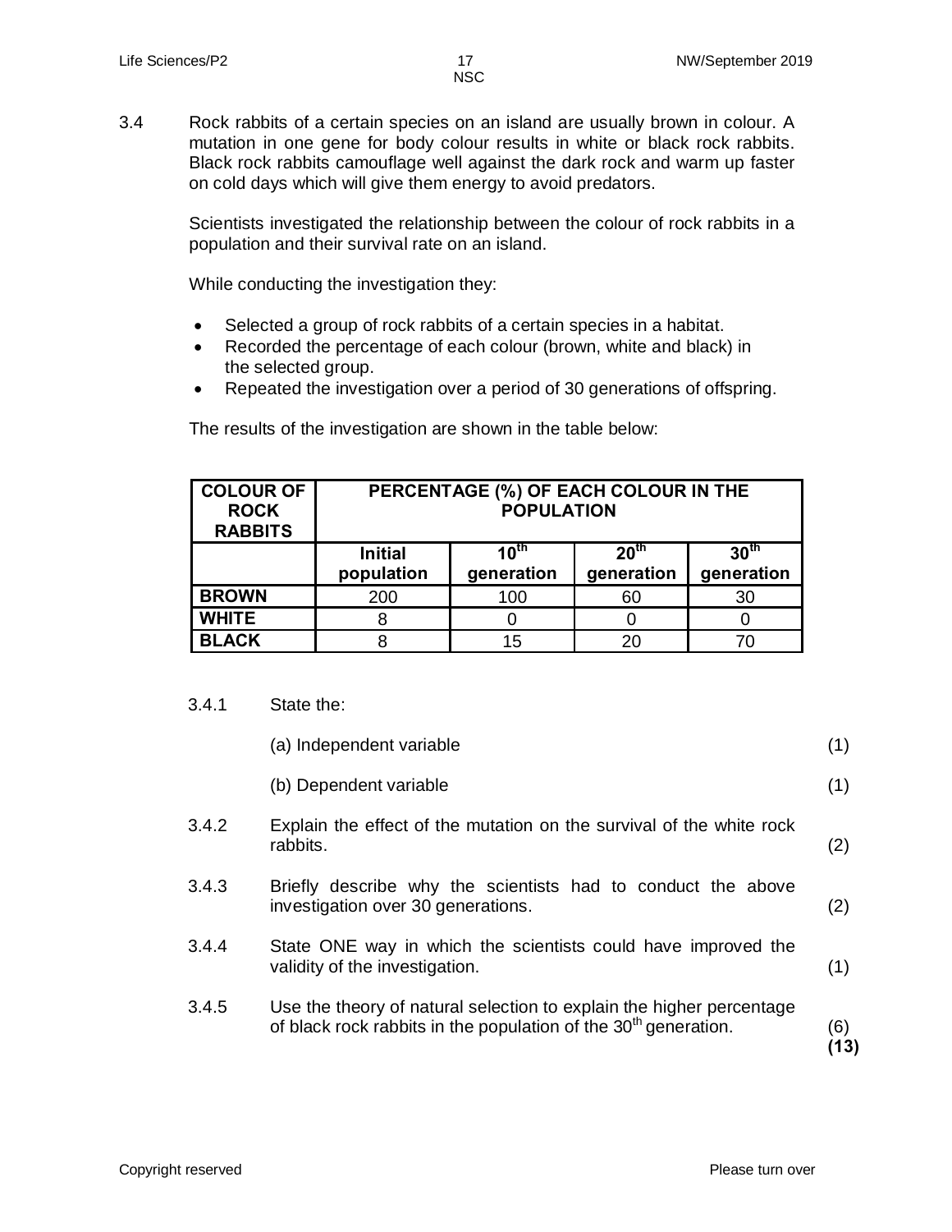3.4 Rock rabbits of a certain species on an island are usually brown in colour. A mutation in one gene for body colour results in white or black rock rabbits. Black rock rabbits camouflage well against the dark rock and warm up faster on cold days which will give them energy to avoid predators.

Scientists investigated the relationship between the colour of rock rabbits in a population and their survival rate on an island.

While conducting the investigation they:

- Selected a group of rock rabbits of a certain species in a habitat.
- Recorded the percentage of each colour (brown, white and black) in the selected group.
- Repeated the investigation over a period of 30 generations of offspring.

The results of the investigation are shown in the table below:

| COLOUR OF ROCK RABBITS | PERCENTAGE (%) OF EACH COLOUR IN THE POPULATION | | | |
|---|---|---|---|---|
| | Initial population | 10th generation | 20th generation | 30th generation |
| BROWN | 200 | 100 | 60 | 30 |
| WHITE | 8 | 0 | 0 | 0 |
| BLACK | 8 | 15 | 20 | 70 |

3.4.1 State the:

(a) Independent variable (1)

(b) Dependent variable (1)

3.4.2 Explain the effect of the mutation on the survival of the white rock rabbits. (2)

3.4.3 Briefly describe why the scientists had to conduct the above investigation over 30 generations. (2)

3.4.4 State ONE way in which the scientists could have improved the validity of the investigation. (1)

3.4.5 Use the theory of natural selection to explain the higher percentage of black rock rabbits in the population of the 30th generation. (6)

**(13)**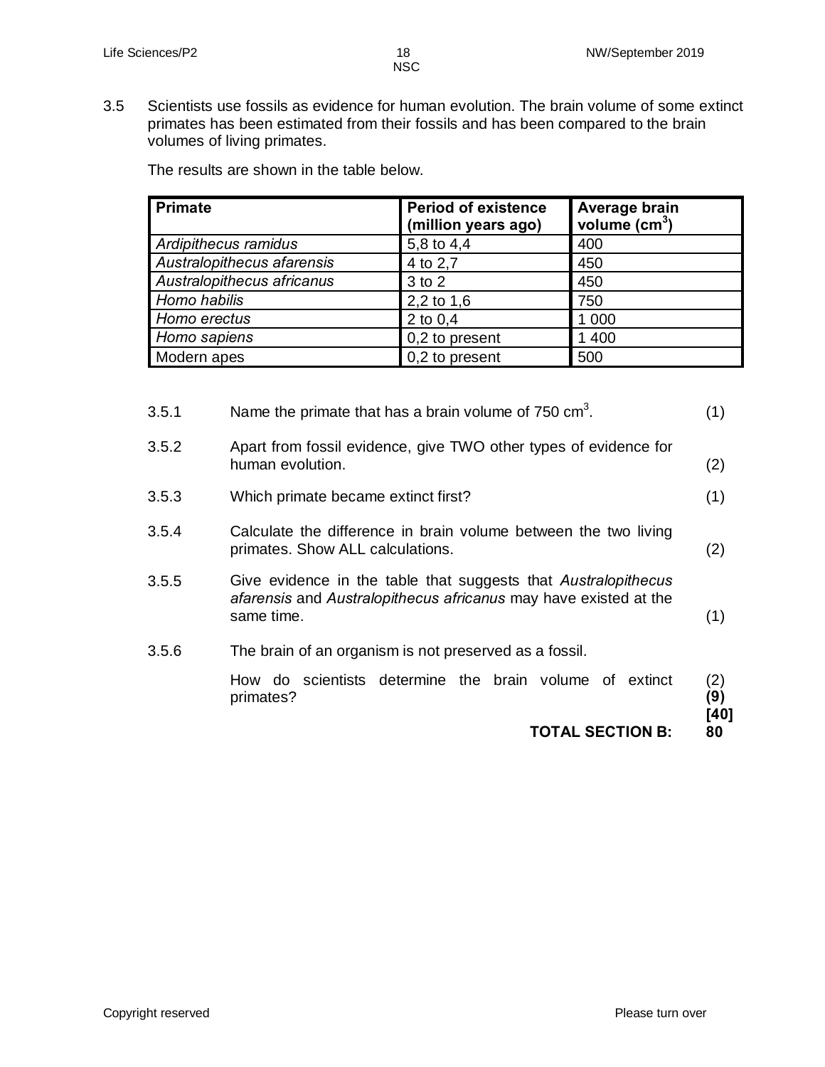3.5 Scientists use fossils as evidence for human evolution. The brain volume of some extinct primates has been estimated from their fossils and has been compared to the brain volumes of living primates.

The results are shown in the table below.

| Primate | Period of existence (million years ago) | Average brain volume ($cm^3$) |
|---|---|---|
| *Ardipithecus ramidus* | 5,8 to 4,4 | 400 |
| *Australopithecus afarensis* | 4 to 2,7 | 450 |
| *Australopithecus africanus* | 3 to 2 | 450 |
| *Homo habilis* | 2,2 to 1,6 | 750 |
| *Homo erectus* | 2 to 0,4 | 1 000 |
| *Homo sapiens* | 0,2 to present | 1 400 |
| Modern apes | 0,2 to present | 500 |

3.5.1 Name the primate that has a brain volume of 750 $cm^3$. (1)

3.5.2 Apart from fossil evidence, give TWO other types of evidence for human evolution. (2)

3.5.3 Which primate became extinct first? (1)

3.5.4 Calculate the difference in brain volume between the two living primates. Show ALL calculations. (2)

3.5.5 Give evidence in the table that suggests that *Australopithecus afarensis* and *Australopithecus africanus* may have existed at the same time. (1)

3.5.6 The brain of an organism is not preserved as a fossil.

How do scientists determine the brain volume of extinct primates? (2)

**(9)**

**[40]**

**TOTAL SECTION B: 80**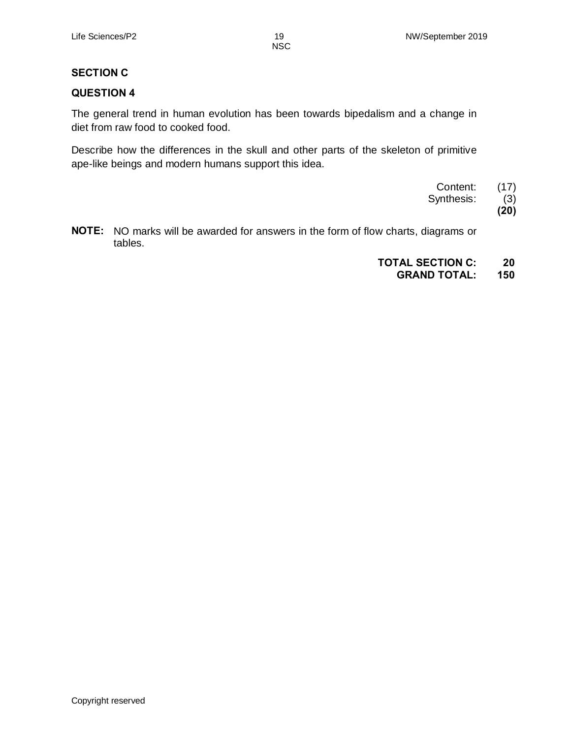## SECTION C

### QUESTION 4

The general trend in human evolution has been towards bipedalism and a change in diet from raw food to cooked food.

Describe how the differences in the skull and other parts of the skeleton of primitive ape-like beings and modern humans support this idea.

Content: (17)
Synthesis: (3)
**(20)**

**NOTE:** NO marks will be awarded for answers in the form of flow charts, diagrams or tables.

**TOTAL SECTION C: 20**
**GRAND TOTAL: 150**